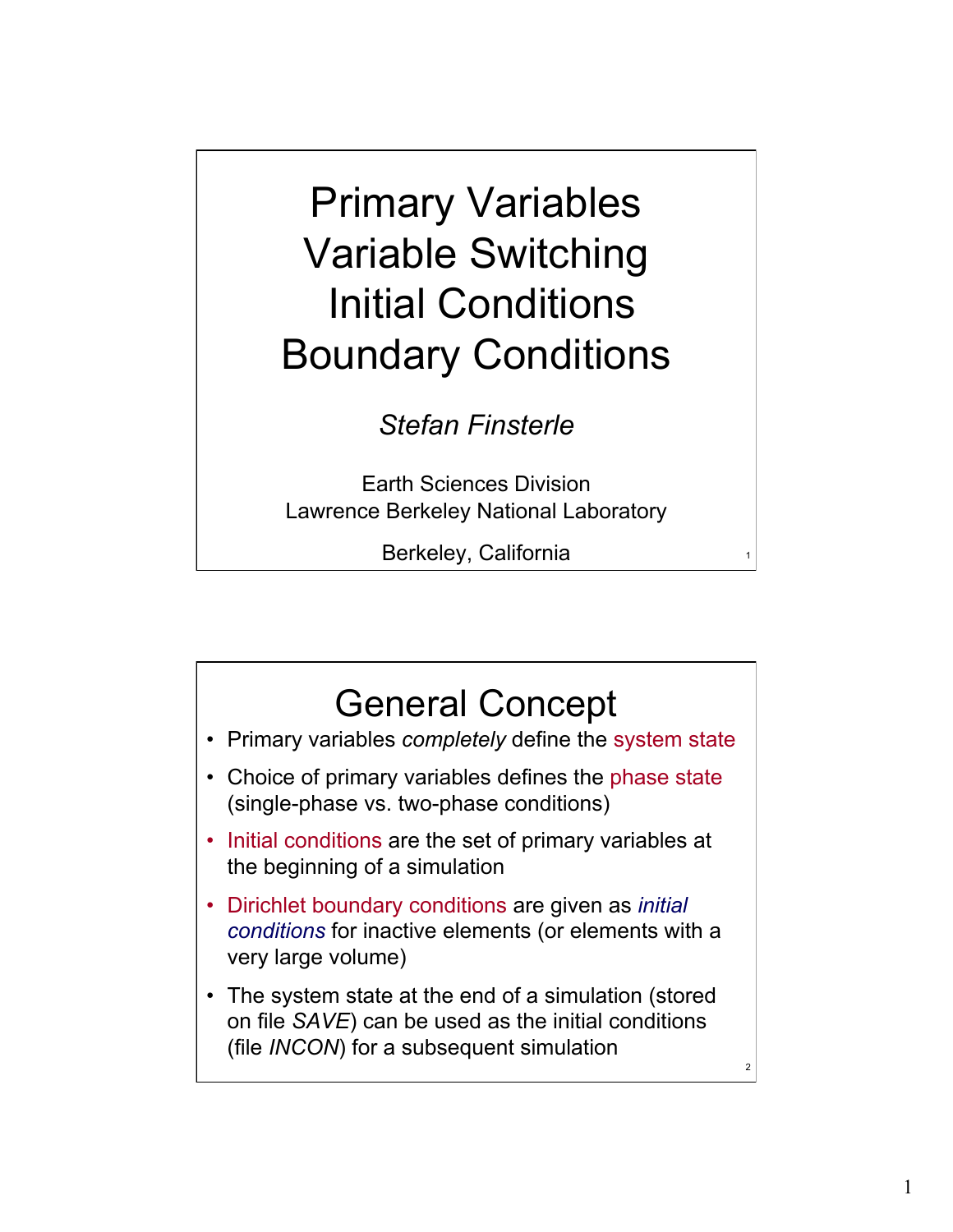# Primary Variables Variable Switching Initial Conditions Boundary Conditions

*Stefan Finsterle*

Earth Sciences Division
Lawrence Berkeley National Laboratory

Berkeley, California

## General Concept

- Primary variables *completely* define the system state
- Choice of primary variables defines the phase state (single-phase vs. two-phase conditions)
- Initial conditions are the set of primary variables at the beginning of a simulation
- Dirichlet boundary conditions are given as *initial conditions* for inactive elements (or elements with a very large volume)
- The system state at the end of a simulation (stored on file *SAVE*) can be used as the initial conditions (file *INCON*) for a subsequent simulation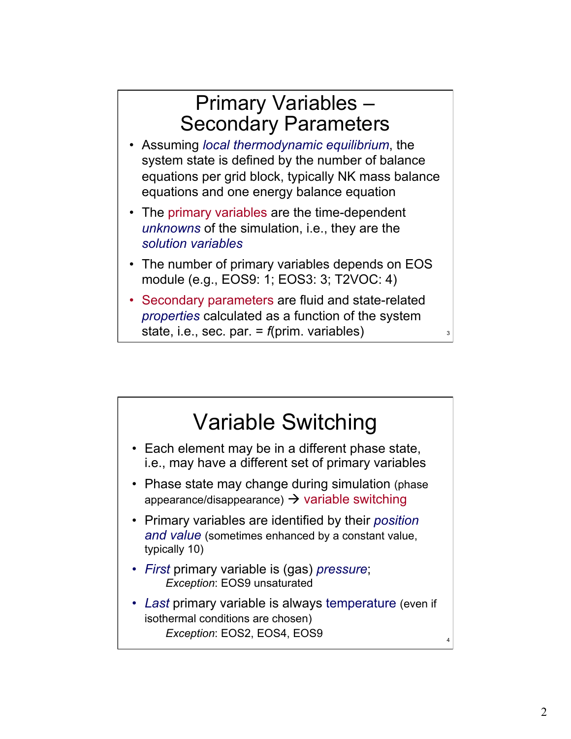# Primary Variables – Secondary Parameters

- Assuming *local thermodynamic equilibrium*, the system state is defined by the number of balance equations per grid block, typically NK mass balance equations and one energy balance equation
- The primary variables are the time-dependent *unknowns* of the simulation, i.e., they are the *solution variables*
- The number of primary variables depends on EOS module (e.g., EOS9: 1; EOS3: 3; T2VOC: 4)
- Secondary parameters are fluid and state-related *properties* calculated as a function of the system state, i.e., sec. par. = *f*(prim. variables)

# Variable Switching

- Each element may be in a different phase state, i.e., may have a different set of primary variables
- Phase state may change during simulation (phase appearance/disappearance) → variable switching
- Primary variables are identified by their *position and value* (sometimes enhanced by a constant value, typically 10)
- *First* primary variable is (gas) *pressure*;
  - *Exception*: EOS9 unsaturated
- *Last* primary variable is always temperature (even if isothermal conditions are chosen)
  - *Exception*: EOS2, EOS4, EOS9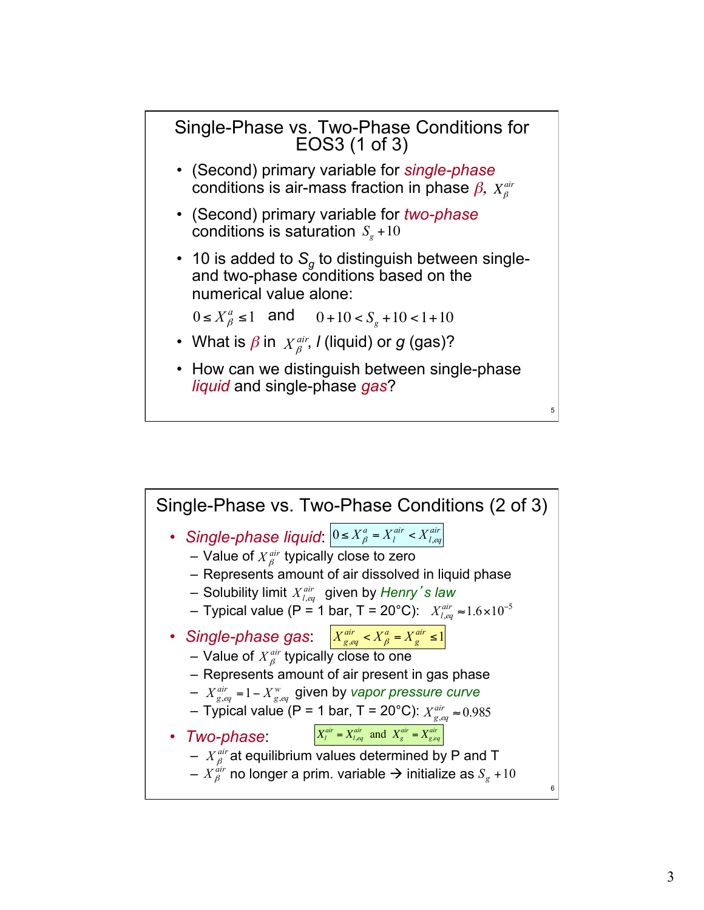## Single-Phase vs. Two-Phase Conditions for EOS3 (1 of 3)

- (Second) primary variable for *single-phase* conditions is air-mass fraction in phase $\beta$, $X_\beta^{air}$
- (Second) primary variable for *two-phase* conditions is saturation $S_g + 10$
- 10 is added to $S_g$ to distinguish between single- and two-phase conditions based on the numerical value alone:

  $0 \le X_\beta^a \le 1$ and $0 + 10 < S_g + 10 < 1 + 10$
- What is $\beta$ in $X_\beta^{air}$, *l* (liquid) or *g* (gas)?
- How can we distinguish between single-phase *liquid* and single-phase *gas*?

## Single-Phase vs. Two-Phase Conditions (2 of 3)

- *Single-phase liquid*: $0 \le X_\beta^a = X_l^{air} < X_{l,eq}^{air}$
  - Value of $X_\beta^{air}$ typically close to zero
  - Represents amount of air dissolved in liquid phase
  - Solubility limit $X_{l,eq}^{air}$ given by *Henry's law*
  - Typical value (P = 1 bar, T = 20°C): $X_{l,eq}^{air} \approx 1.6 \times 10^{-5}$
- *Single-phase gas*: $X_{g,eq}^{air} < X_\beta^a = X_g^{air} \le 1$
  - Value of $X_\beta^{air}$ typically close to one
  - Represents amount of air present in gas phase
  - $X_{g,eq}^{air} = 1 - X_{g,eq}^{w}$ given by *vapor pressure curve*
  - Typical value (P = 1 bar, T = 20°C): $X_{g,eq}^{air} \approx 0.985$
- *Two-phase*: $X_l^{air} = X_{l,eq}^{air}$ and $X_g^{air} = X_{g,eq}^{air}$
  - $X_\beta^{air}$ at equilibrium values determined by P and T
  - $X_\beta^{air}$ no longer a prim. variable → initialize as $S_g + 10$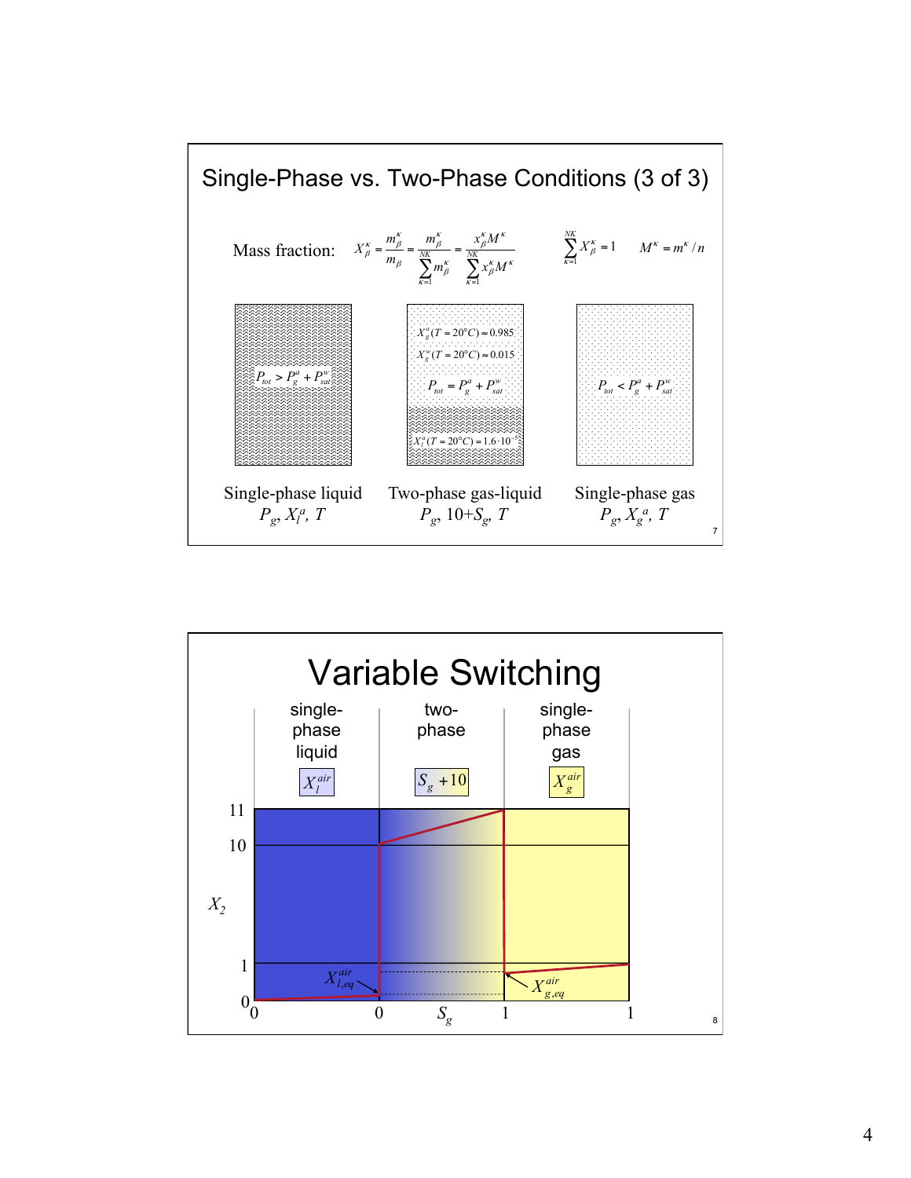## Single-Phase vs. Two-Phase Conditions (3 of 3)

Mass fraction: $X_\beta^\kappa = \frac{m_\beta^\kappa}{m_\beta} = \frac{m_\beta^\kappa}{\sum_{\kappa=1}^{NK} m_\beta^\kappa} = \frac{x_\beta^\kappa M^\kappa}{\sum_{\kappa=1}^{NK} x_\beta^\kappa M^\kappa}$ $\quad \sum_{\kappa=1}^{NK} X_\beta^\kappa = 1 \quad M^\kappa = m^\kappa / n$

$P_{tot} > P_g^a + P_{sat}^w$

$X_g^a(T = 20°C) \approx 0.985$

$X_g^w(T = 20°C) \approx 0.015$

$P_{tot} = P_g^a + P_{sat}^w$

$X_l^a(T = 20°C) \approx 1.6 \cdot 10^{-5}$

$P_{tot} < P_g^a + P_{sat}^w$

| Single-phase liquid | Two-phase gas-liquid | Single-phase gas |
|---|---|---|
| $P_g$, $X_l^a$, $T$ | $P_g$, $10{+}S_g$, $T$ | $P_g$, $X_g^a$, $T$ |

## Variable Switching

| single-phase liquid | two-phase | single-phase gas |
|---|---|---|
| $X_l^{air}$ | $S_g + 10$ | $X_g^{air}$ |

$X_2$: 0, 1, 10, 11

$S_g$: 0, 0, 1, 1

$X_{l,eq}^{air}$, $X_{g,eq}^{air}$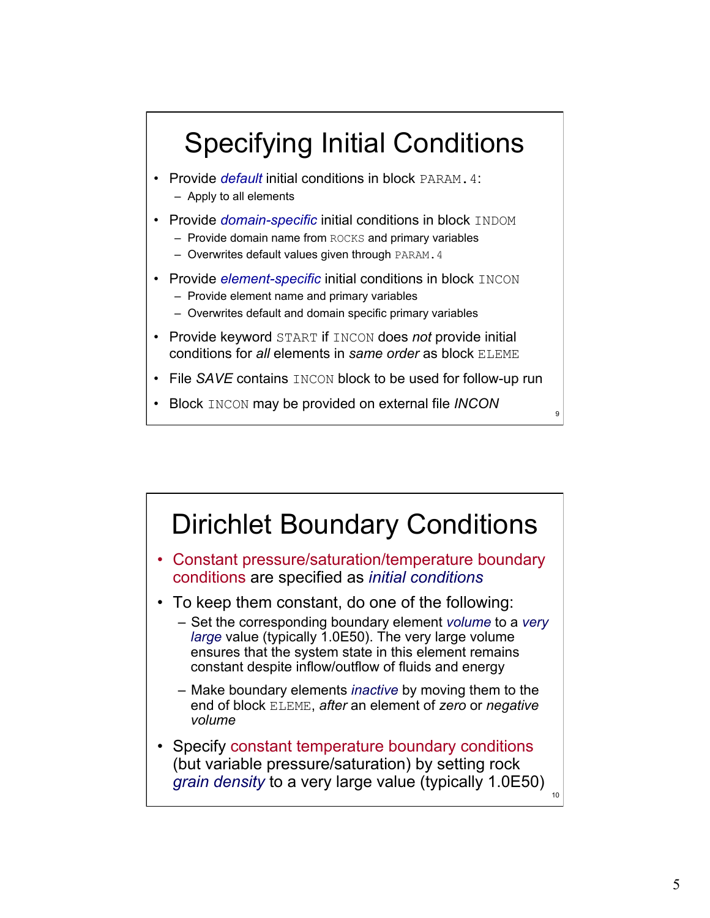## Specifying Initial Conditions

- Provide *default* initial conditions in block `PARAM.4`:
  - Apply to all elements
- Provide *domain-specific* initial conditions in block `INDOM`
  - Provide domain name from `ROCKS` and primary variables
  - Overwrites default values given through `PARAM.4`
- Provide *element-specific* initial conditions in block `INCON`
  - Provide element name and primary variables
  - Overwrites default and domain specific primary variables
- Provide keyword `START` if `INCON` does *not* provide initial conditions for *all* elements in *same order* as block `ELEME`
- File *SAVE* contains `INCON` block to be used for follow-up run
- Block `INCON` may be provided on external file *INCON*

## Dirichlet Boundary Conditions

- Constant pressure/saturation/temperature boundary conditions are specified as *initial conditions*
- To keep them constant, do one of the following:
  - Set the corresponding boundary element *volume* to a *very large* value (typically 1.0E50). The very large volume ensures that the system state in this element remains constant despite inflow/outflow of fluids and energy
  - Make boundary elements *inactive* by moving them to the end of block `ELEME`, *after* an element of *zero* or *negative volume*
- Specify constant temperature boundary conditions (but variable pressure/saturation) by setting rock *grain density* to a very large value (typically 1.0E50)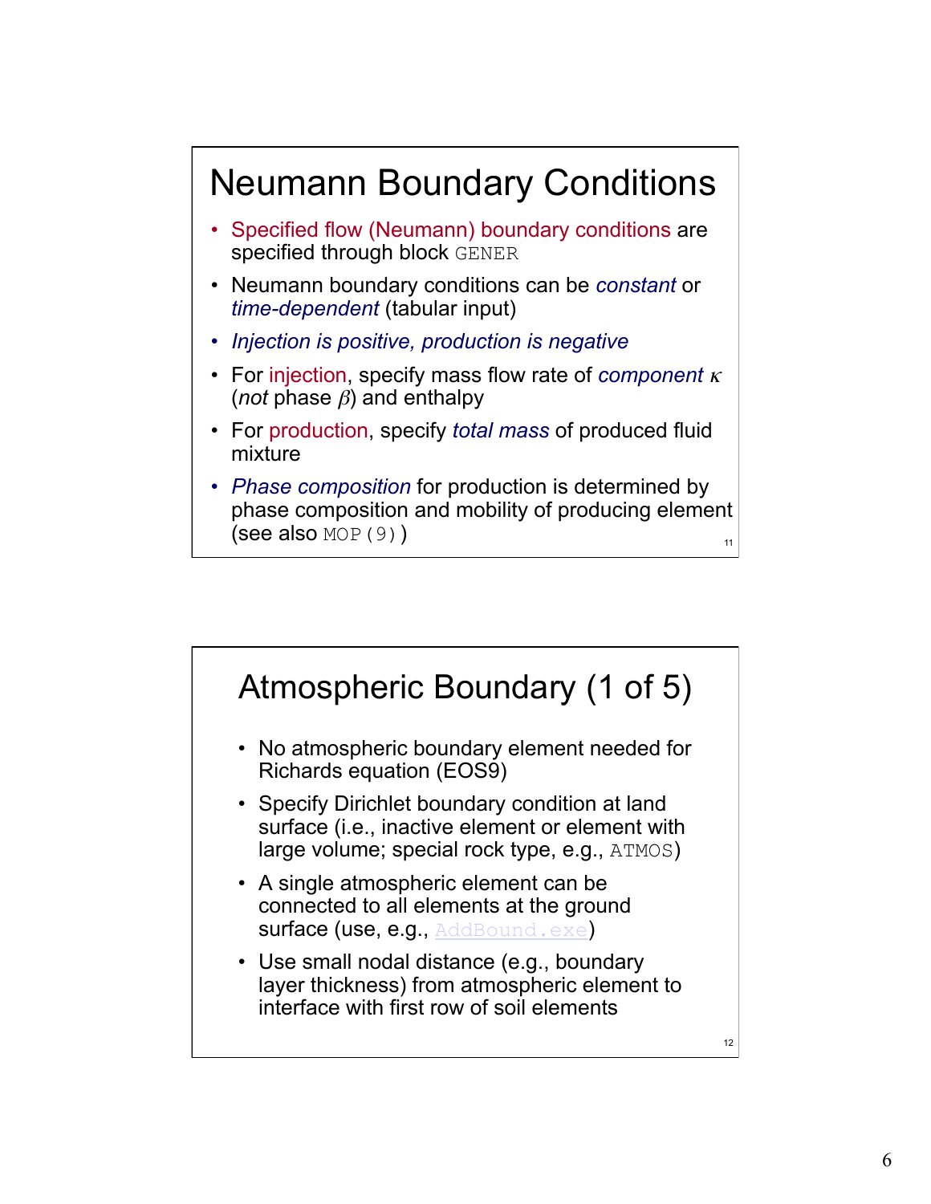# Neumann Boundary Conditions

- Specified flow (Neumann) boundary conditions are specified through block `GENER`
- Neumann boundary conditions can be *constant* or *time-dependent* (tabular input)
- *Injection is positive, production is negative*
- For injection, specify mass flow rate of *component* $\kappa$ (*not* phase $\beta$) and enthalpy
- For production, specify *total mass* of produced fluid mixture
- *Phase composition* for production is determined by phase composition and mobility of producing element (see also `MOP(9)`)

# Atmospheric Boundary (1 of 5)

- No atmospheric boundary element needed for Richards equation (EOS9)
- Specify Dirichlet boundary condition at land surface (i.e., inactive element or element with large volume; special rock type, e.g., `ATMOS`)
- A single atmospheric element can be connected to all elements at the ground surface (use, e.g., `AddBound.exe`)
- Use small nodal distance (e.g., boundary layer thickness) from atmospheric element to interface with first row of soil elements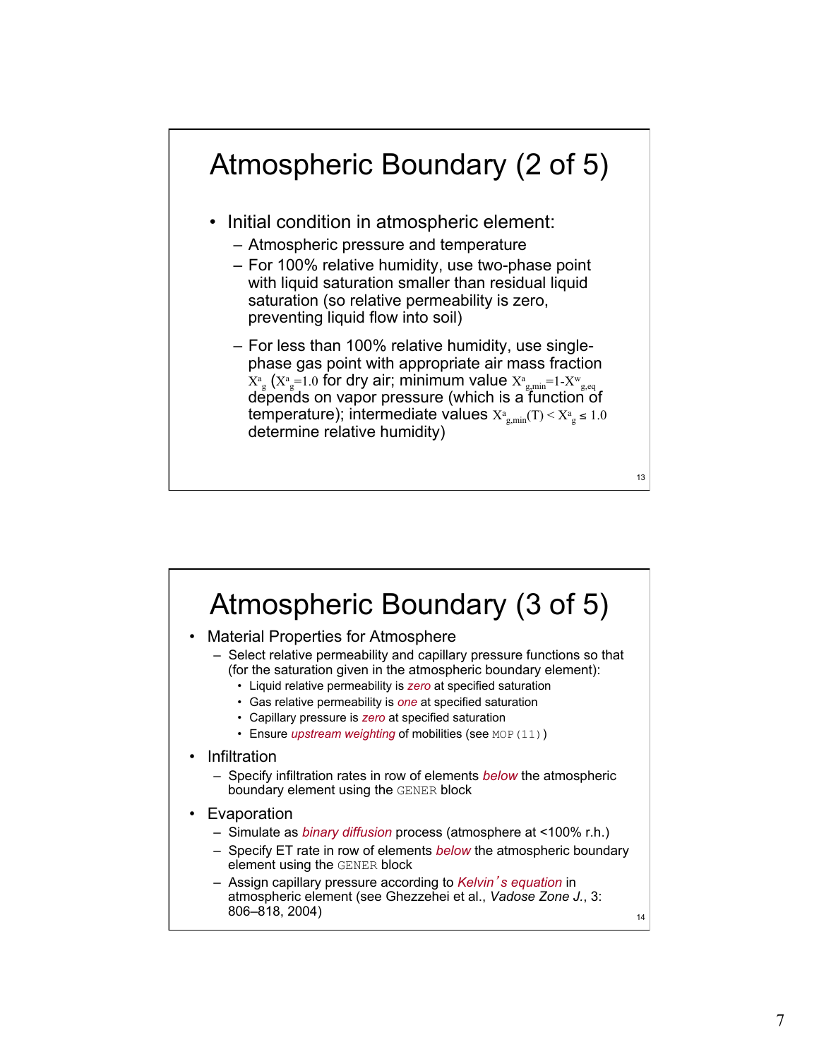# Atmospheric Boundary (2 of 5)

- Initial condition in atmospheric element:
  - Atmospheric pressure and temperature
  - For 100% relative humidity, use two-phase point with liquid saturation smaller than residual liquid saturation (so relative permeability is zero, preventing liquid flow into soil)
  - For less than 100% relative humidity, use single-phase gas point with appropriate air mass fraction $X^a_g$ ($X^a_g=1.0$ for dry air; minimum value $X^a_{g,min}=1-X^w_{g,eq}$ depends on vapor pressure (which is a function of temperature); intermediate values $X^a_{g,min}(T) < X^a_g \leq 1.0$ determine relative humidity)

# Atmospheric Boundary (3 of 5)

- Material Properties for Atmosphere
  - Select relative permeability and capillary pressure functions so that (for the saturation given in the atmospheric boundary element):
    - Liquid relative permeability is *zero* at specified saturation
    - Gas relative permeability is *one* at specified saturation
    - Capillary pressure is *zero* at specified saturation
    - Ensure *upstream weighting* of mobilities (see `MOP(11)`)
- Infiltration
  - Specify infiltration rates in row of elements *below* the atmospheric boundary element using the `GENER` block
- Evaporation
  - Simulate as *binary diffusion* process (atmosphere at <100% r.h.)
  - Specify ET rate in row of elements *below* the atmospheric boundary element using the `GENER` block
  - Assign capillary pressure according to *Kelvin's equation* in atmospheric element (see Ghezzehei et al., *Vadose Zone J.*, 3: 806–818, 2004)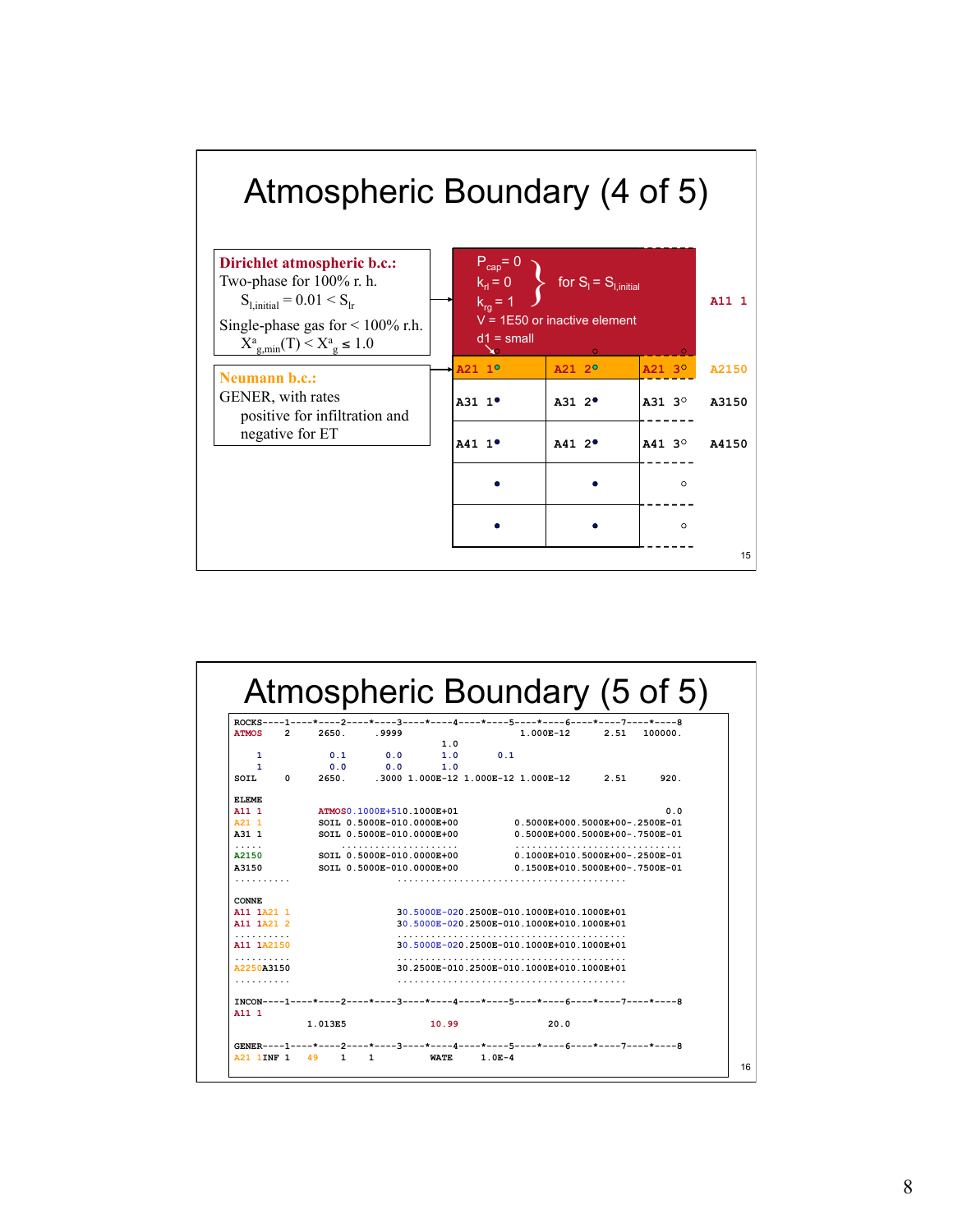# Atmospheric Boundary (4 of 5)

**Dirichlet atmospheric b.c.:**
Two-phase for 100% r. h.
$S_{l,initial} = 0.01 < S_{lr}$
Single-phase gas for < 100% r.h.
$X^a_{g,min}(T) < X^a_g \leq 1.0$

**Neumann b.c.:**
GENER, with rates
positive for infiltration and
negative for ET

$P_{cap} = 0$
$k_{rl} = 0$
$k_{rg} = 1$
for $S_l = S_{l,initial}$
V = 1E50 or inactive element
d1 = small

A11 1

A21 1 | A21 2 | A21 3 | A2150

A31 1 | A31 2 | A31 3 | A3150

A41 1 | A41 2 | A41 3 | A4150

# Atmospheric Boundary (5 of 5)

```
ROCKS----1----*----2----*----3----*----4----*----5----*----6----*----7----*----8
ATMOS    2     2650.     .9999                         1.000E-12       2.51    100000.
                                    1.0
    1         0.1       0.0       1.0       0.1
    1         0.0       0.0       1.0
SOIL     0     2650.     .3000 1.000E-12 1.000E-12 1.000E-12       2.51       920.

ELEME
A11 1               ATMOS0.1000E+510.1000E+01                                 0.0
A21 1               SOIL 0.5000E-010.0000E+00          0.5000E+000.5000E+00-.2500E-01
A31 1               SOIL 0.5000E-010.0000E+00          0.5000E+000.5000E+00-.7500E-01
.....               ......................             ..............................
A2150               SOIL 0.5000E-010.0000E+00          0.1000E+010.5000E+00-.2500E-01
A3150               SOIL 0.5000E-010.0000E+00          0.1500E+010.5000E+00-.7500E-01
..........                    .........................................

CONNE
A11 1A21 1                    30.5000E-020.2500E-010.1000E+010.1000E+01
A11 1A21 2                    30.5000E-020.2500E-010.1000E+010.1000E+01
..........                    .........................................
A11 1A2150                    30.5000E-020.2500E-010.1000E+010.1000E+01
..........                    .........................................
A2250A3150                    30.2500E-010.2500E-010.1000E+010.1000E+01
..........                    .........................................

INCON----1----*----2----*----3----*----4----*----5----*----6----*----7----*----8
A11 1
             1.013E5                10.99                    20.0

GENER----1----*----2----*----3----*----4----*----5----*----6----*----7----*----8
A21 1INF 1   49    1    1           WATE      1.0E-4
```